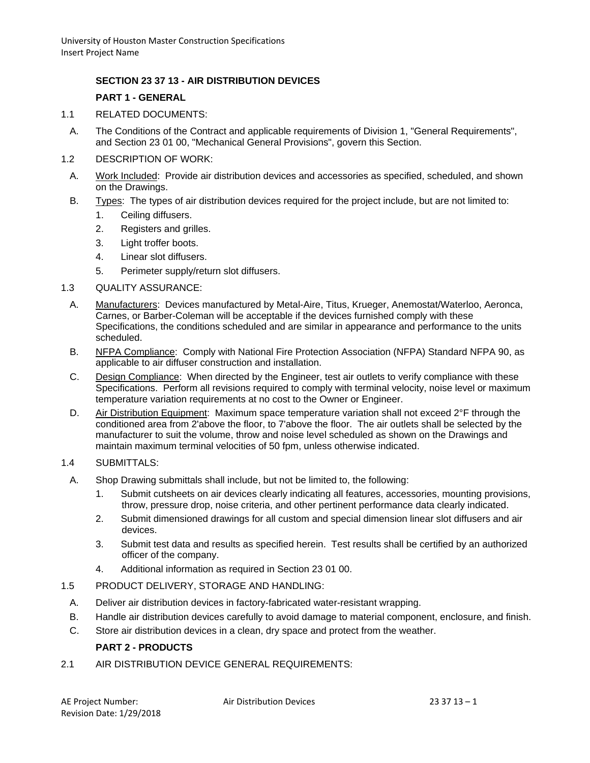## SECTION 23 37 13 - AIR DISTRIBUTION DEVICES

### PART 1 - GENERAL

1.1 RELATED DOCUMENTS:

A. The Conditions of the Contract and applicable requirements of Division 1, "General Requirements", and Section 23 01 00, "Mechanical General Provisions", govern this Section.

1.2 DESCRIPTION OF WORK:

A. Work Included: Provide air distribution devices and accessories as specified, scheduled, and shown on the Drawings.

B. Types: The types of air distribution devices required for the project include, but are not limited to:

1. Ceiling diffusers.
2. Registers and grilles.
3. Light troffer boots.
4. Linear slot diffusers.
5. Perimeter supply/return slot diffusers.

1.3 QUALITY ASSURANCE:

A. Manufacturers: Devices manufactured by Metal-Aire, Titus, Krueger, Anemostat/Waterloo, Aeronca, Carnes, or Barber-Coleman will be acceptable if the devices furnished comply with these Specifications, the conditions scheduled and are similar in appearance and performance to the units scheduled.

B. NFPA Compliance: Comply with National Fire Protection Association (NFPA) Standard NFPA 90, as applicable to air diffuser construction and installation.

C. Design Compliance: When directed by the Engineer, test air outlets to verify compliance with these Specifications. Perform all revisions required to comply with terminal velocity, noise level or maximum temperature variation requirements at no cost to the Owner or Engineer.

D. Air Distribution Equipment: Maximum space temperature variation shall not exceed 2°F through the conditioned area from 2'above the floor, to 7'above the floor. The air outlets shall be selected by the manufacturer to suit the volume, throw and noise level scheduled as shown on the Drawings and maintain maximum terminal velocities of 50 fpm, unless otherwise indicated.

1.4 SUBMITTALS:

A. Shop Drawing submittals shall include, but not be limited to, the following:

1. Submit cutsheets on air devices clearly indicating all features, accessories, mounting provisions, throw, pressure drop, noise criteria, and other pertinent performance data clearly indicated.
2. Submit dimensioned drawings for all custom and special dimension linear slot diffusers and air devices.
3. Submit test data and results as specified herein. Test results shall be certified by an authorized officer of the company.
4. Additional information as required in Section 23 01 00.

1.5 PRODUCT DELIVERY, STORAGE AND HANDLING:

A. Deliver air distribution devices in factory-fabricated water-resistant wrapping.

B. Handle air distribution devices carefully to avoid damage to material component, enclosure, and finish.

C. Store air distribution devices in a clean, dry space and protect from the weather.

### PART 2 - PRODUCTS

2.1 AIR DISTRIBUTION DEVICE GENERAL REQUIREMENTS: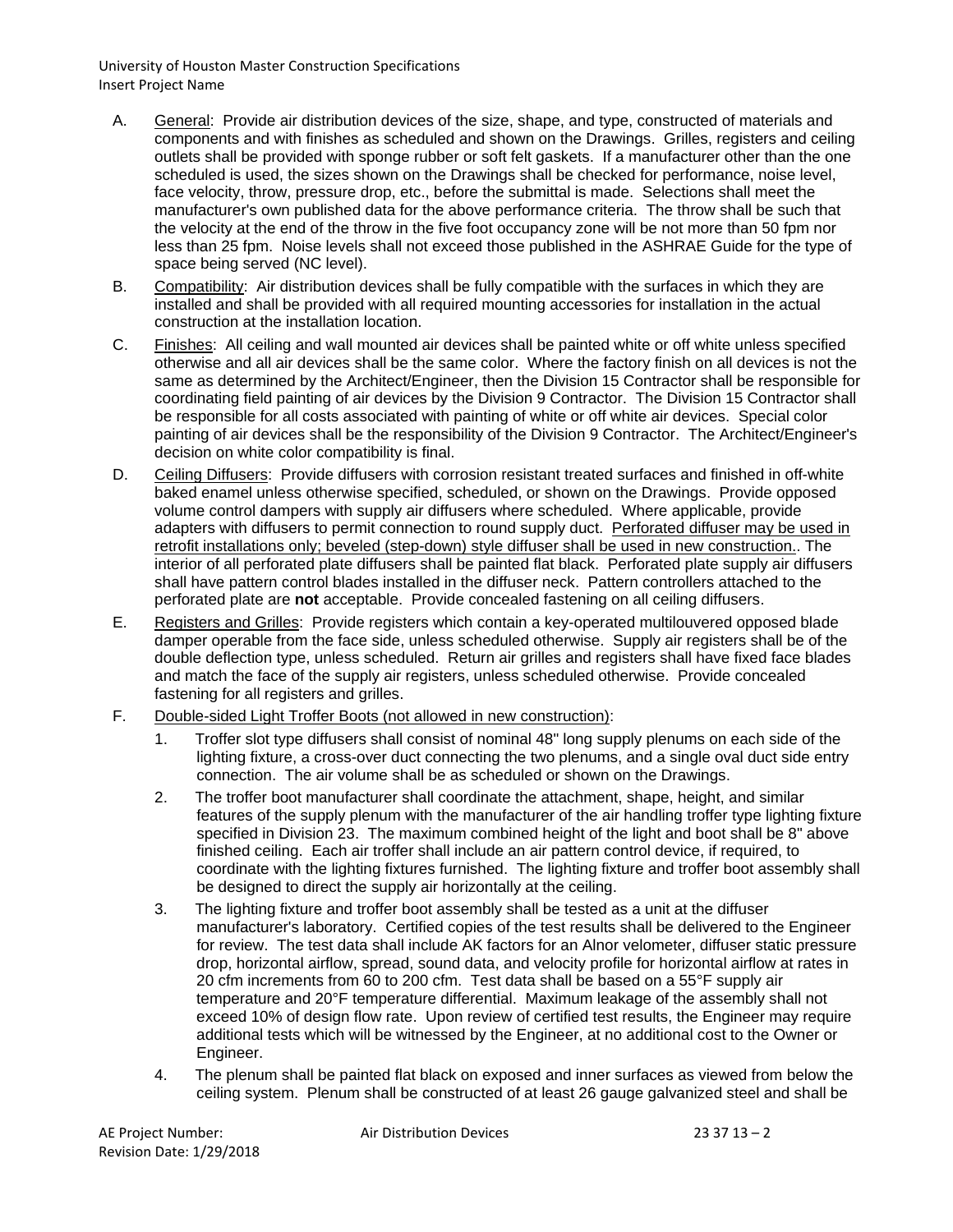A. General: Provide air distribution devices of the size, shape, and type, constructed of materials and components and with finishes as scheduled and shown on the Drawings. Grilles, registers and ceiling outlets shall be provided with sponge rubber or soft felt gaskets. If a manufacturer other than the one scheduled is used, the sizes shown on the Drawings shall be checked for performance, noise level, face velocity, throw, pressure drop, etc., before the submittal is made. Selections shall meet the manufacturer's own published data for the above performance criteria. The throw shall be such that the velocity at the end of the throw in the five foot occupancy zone will be not more than 50 fpm nor less than 25 fpm. Noise levels shall not exceed those published in the ASHRAE Guide for the type of space being served (NC level).

B. Compatibility: Air distribution devices shall be fully compatible with the surfaces in which they are installed and shall be provided with all required mounting accessories for installation in the actual construction at the installation location.

C. Finishes: All ceiling and wall mounted air devices shall be painted white or off white unless specified otherwise and all air devices shall be the same color. Where the factory finish on all devices is not the same as determined by the Architect/Engineer, then the Division 15 Contractor shall be responsible for coordinating field painting of air devices by the Division 9 Contractor. The Division 15 Contractor shall be responsible for all costs associated with painting of white or off white air devices. Special color painting of air devices shall be the responsibility of the Division 9 Contractor. The Architect/Engineer's decision on white color compatibility is final.

D. Ceiling Diffusers: Provide diffusers with corrosion resistant treated surfaces and finished in off-white baked enamel unless otherwise specified, scheduled, or shown on the Drawings. Provide opposed volume control dampers with supply air diffusers where scheduled. Where applicable, provide adapters with diffusers to permit connection to round supply duct. Perforated diffuser may be used in retrofit installations only; beveled (step-down) style diffuser shall be used in new construction.. The interior of all perforated plate diffusers shall be painted flat black. Perforated plate supply air diffusers shall have pattern control blades installed in the diffuser neck. Pattern controllers attached to the perforated plate are **not** acceptable. Provide concealed fastening on all ceiling diffusers.

E. Registers and Grilles: Provide registers which contain a key-operated multilouvered opposed blade damper operable from the face side, unless scheduled otherwise. Supply air registers shall be of the double deflection type, unless scheduled. Return air grilles and registers shall have fixed face blades and match the face of the supply air registers, unless scheduled otherwise. Provide concealed fastening for all registers and grilles.

F. Double-sided Light Troffer Boots (not allowed in new construction):

1. Troffer slot type diffusers shall consist of nominal 48" long supply plenums on each side of the lighting fixture, a cross-over duct connecting the two plenums, and a single oval duct side entry connection. The air volume shall be as scheduled or shown on the Drawings.

2. The troffer boot manufacturer shall coordinate the attachment, shape, height, and similar features of the supply plenum with the manufacturer of the air handling troffer type lighting fixture specified in Division 23. The maximum combined height of the light and boot shall be 8" above finished ceiling. Each air troffer shall include an air pattern control device, if required, to coordinate with the lighting fixtures furnished. The lighting fixture and troffer boot assembly shall be designed to direct the supply air horizontally at the ceiling.

3. The lighting fixture and troffer boot assembly shall be tested as a unit at the diffuser manufacturer's laboratory. Certified copies of the test results shall be delivered to the Engineer for review. The test data shall include AK factors for an Alnor velometer, diffuser static pressure drop, horizontal airflow, spread, sound data, and velocity profile for horizontal airflow at rates in 20 cfm increments from 60 to 200 cfm. Test data shall be based on a 55°F supply air temperature and 20°F temperature differential. Maximum leakage of the assembly shall not exceed 10% of design flow rate. Upon review of certified test results, the Engineer may require additional tests which will be witnessed by the Engineer, at no additional cost to the Owner or Engineer.

4. The plenum shall be painted flat black on exposed and inner surfaces as viewed from below the ceiling system. Plenum shall be constructed of at least 26 gauge galvanized steel and shall be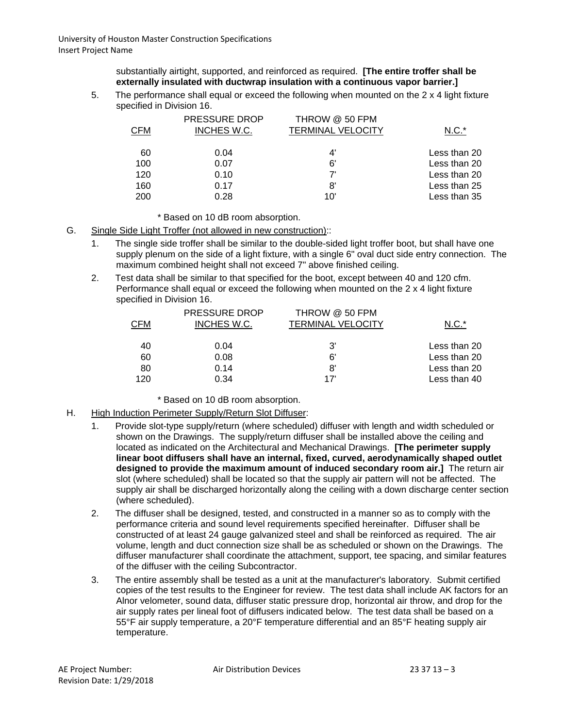substantially airtight, supported, and reinforced as required. **[The entire troffer shall be externally insulated with ductwrap insulation with a continuous vapor barrier.]**

5. The performance shall equal or exceed the following when mounted on the 2 x 4 light fixture specified in Division 16.

| CFM | PRESSURE DROP INCHES W.C. | THROW @ 50 FPM TERMINAL VELOCITY | N.C.* |
|---|---|---|---|
| 60 | 0.04 | 4' | Less than 20 |
| 100 | 0.07 | 6' | Less than 20 |
| 120 | 0.10 | 7' | Less than 20 |
| 160 | 0.17 | 8' | Less than 25 |
| 200 | 0.28 | 10' | Less than 35 |

\* Based on 10 dB room absorption.

G. Single Side Light Troffer (not allowed in new construction)::

1. The single side troffer shall be similar to the double-sided light troffer boot, but shall have one supply plenum on the side of a light fixture, with a single 6" oval duct side entry connection. The maximum combined height shall not exceed 7" above finished ceiling.

2. Test data shall be similar to that specified for the boot, except between 40 and 120 cfm. Performance shall equal or exceed the following when mounted on the 2 x 4 light fixture specified in Division 16.

| CFM | PRESSURE DROP INCHES W.C. | THROW @ 50 FPM TERMINAL VELOCITY | N.C.* |
|---|---|---|---|
| 40 | 0.04 | 3' | Less than 20 |
| 60 | 0.08 | 6' | Less than 20 |
| 80 | 0.14 | 8' | Less than 20 |
| 120 | 0.34 | 17' | Less than 40 |

\* Based on 10 dB room absorption.

H. High Induction Perimeter Supply/Return Slot Diffuser:

1. Provide slot-type supply/return (where scheduled) diffuser with length and width scheduled or shown on the Drawings. The supply/return diffuser shall be installed above the ceiling and located as indicated on the Architectural and Mechanical Drawings. **[The perimeter supply linear boot diffusers shall have an internal, fixed, curved, aerodynamically shaped outlet designed to provide the maximum amount of induced secondary room air.]** The return air slot (where scheduled) shall be located so that the supply air pattern will not be affected. The supply air shall be discharged horizontally along the ceiling with a down discharge center section (where scheduled).

2. The diffuser shall be designed, tested, and constructed in a manner so as to comply with the performance criteria and sound level requirements specified hereinafter. Diffuser shall be constructed of at least 24 gauge galvanized steel and shall be reinforced as required. The air volume, length and duct connection size shall be as scheduled or shown on the Drawings. The diffuser manufacturer shall coordinate the attachment, support, tee spacing, and similar features of the diffuser with the ceiling Subcontractor.

3. The entire assembly shall be tested as a unit at the manufacturer's laboratory. Submit certified copies of the test results to the Engineer for review. The test data shall include AK factors for an Alnor velometer, sound data, diffuser static pressure drop, horizontal air throw, and drop for the air supply rates per lineal foot of diffusers indicated below. The test data shall be based on a 55°F air supply temperature, a 20°F temperature differential and an 85°F heating supply air temperature.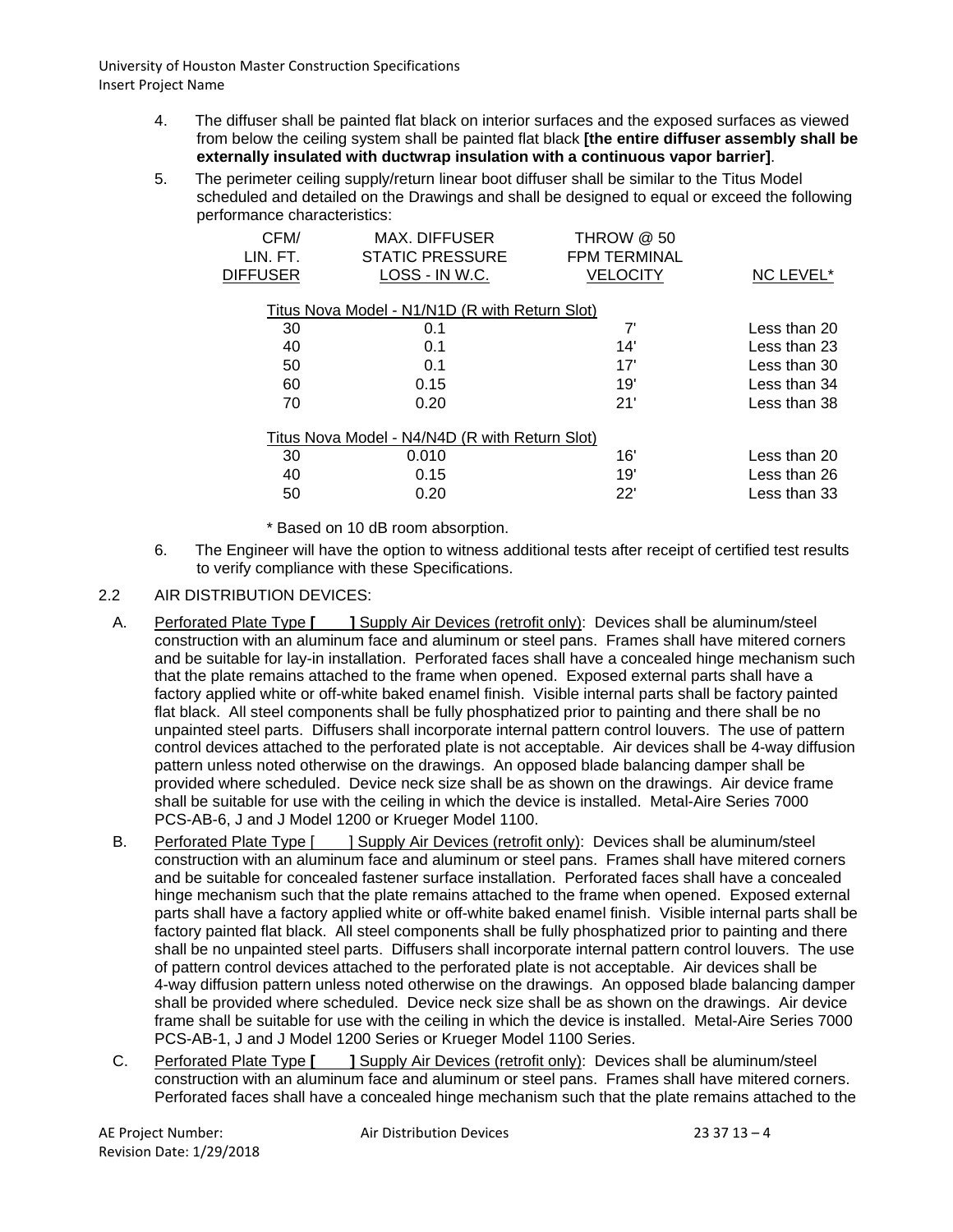4. The diffuser shall be painted flat black on interior surfaces and the exposed surfaces as viewed from below the ceiling system shall be painted flat black **[the entire diffuser assembly shall be externally insulated with ductwrap insulation with a continuous vapor barrier]**.

5. The perimeter ceiling supply/return linear boot diffuser shall be similar to the Titus Model scheduled and detailed on the Drawings and shall be designed to equal or exceed the following performance characteristics:

| CFM/ LIN. FT. DIFFUSER | MAX. DIFFUSER STATIC PRESSURE LOSS - IN W.C. | THROW @ 50 FPM TERMINAL VELOCITY | NC LEVEL* |
|---|---|---|---|
| Titus Nova Model - N1/N1D (R with Return Slot) | | | |
| 30 | 0.1 | 7' | Less than 20 |
| 40 | 0.1 | 14' | Less than 23 |
| 50 | 0.1 | 17' | Less than 30 |
| 60 | 0.15 | 19' | Less than 34 |
| 70 | 0.20 | 21' | Less than 38 |
| Titus Nova Model - N4/N4D (R with Return Slot) | | | |
| 30 | 0.010 | 16' | Less than 20 |
| 40 | 0.15 | 19' | Less than 26 |
| 50 | 0.20 | 22' | Less than 33 |

\* Based on 10 dB room absorption.

6. The Engineer will have the option to witness additional tests after receipt of certified test results to verify compliance with these Specifications.

## 2.2 AIR DISTRIBUTION DEVICES:

A. Perforated Plate Type **[ ]** Supply Air Devices (retrofit only): Devices shall be aluminum/steel construction with an aluminum face and aluminum or steel pans. Frames shall have mitered corners and be suitable for lay-in installation. Perforated faces shall have a concealed hinge mechanism such that the plate remains attached to the frame when opened. Exposed external parts shall have a factory applied white or off-white baked enamel finish. Visible internal parts shall be factory painted flat black. All steel components shall be fully phosphatized prior to painting and there shall be no unpainted steel parts. Diffusers shall incorporate internal pattern control louvers. The use of pattern control devices attached to the perforated plate is not acceptable. Air devices shall be 4-way diffusion pattern unless noted otherwise on the drawings. An opposed blade balancing damper shall be provided where scheduled. Device neck size shall be as shown on the drawings. Air device frame shall be suitable for use with the ceiling in which the device is installed. Metal-Aire Series 7000 PCS-AB-6, J and J Model 1200 or Krueger Model 1100.

B. Perforated Plate Type [ ] Supply Air Devices (retrofit only): Devices shall be aluminum/steel construction with an aluminum face and aluminum or steel pans. Frames shall have mitered corners and be suitable for concealed fastener surface installation. Perforated faces shall have a concealed hinge mechanism such that the plate remains attached to the frame when opened. Exposed external parts shall have a factory applied white or off-white baked enamel finish. Visible internal parts shall be factory painted flat black. All steel components shall be fully phosphatized prior to painting and there shall be no unpainted steel parts. Diffusers shall incorporate internal pattern control louvers. The use of pattern control devices attached to the perforated plate is not acceptable. Air devices shall be 4-way diffusion pattern unless noted otherwise on the drawings. An opposed blade balancing damper shall be provided where scheduled. Device neck size shall be as shown on the drawings. Air device frame shall be suitable for use with the ceiling in which the device is installed. Metal-Aire Series 7000 PCS-AB-1, J and J Model 1200 Series or Krueger Model 1100 Series.

C. Perforated Plate Type **[ ]** Supply Air Devices (retrofit only): Devices shall be aluminum/steel construction with an aluminum face and aluminum or steel pans. Frames shall have mitered corners. Perforated faces shall have a concealed hinge mechanism such that the plate remains attached to the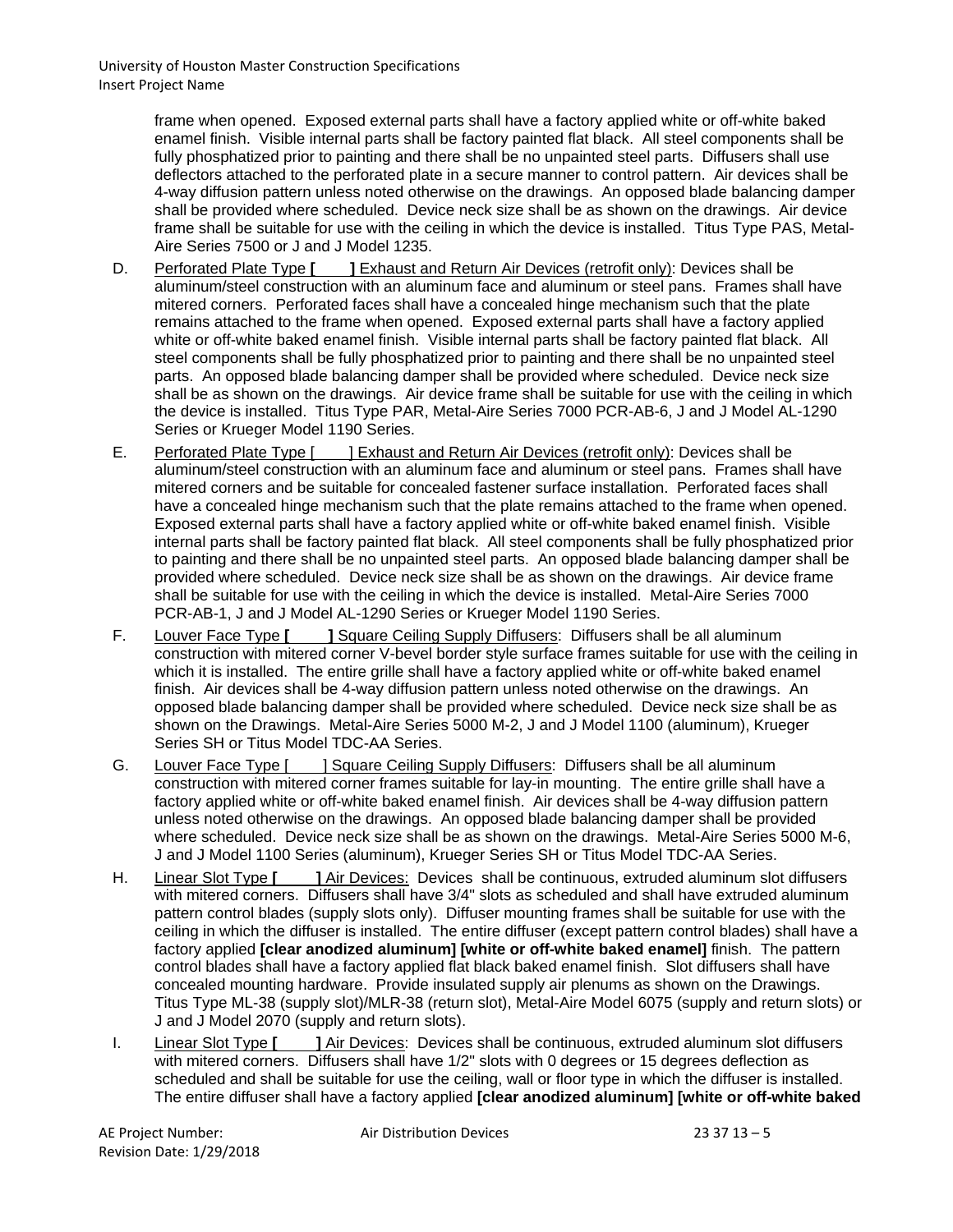frame when opened. Exposed external parts shall have a factory applied white or off-white baked enamel finish. Visible internal parts shall be factory painted flat black. All steel components shall be fully phosphatized prior to painting and there shall be no unpainted steel parts. Diffusers shall use deflectors attached to the perforated plate in a secure manner to control pattern. Air devices shall be 4-way diffusion pattern unless noted otherwise on the drawings. An opposed blade balancing damper shall be provided where scheduled. Device neck size shall be as shown on the drawings. Air device frame shall be suitable for use with the ceiling in which the device is installed. Titus Type PAS, Metal-Aire Series 7500 or J and J Model 1235.

D. Perforated Plate Type **[ ]** Exhaust and Return Air Devices (retrofit only): Devices shall be aluminum/steel construction with an aluminum face and aluminum or steel pans. Frames shall have mitered corners. Perforated faces shall have a concealed hinge mechanism such that the plate remains attached to the frame when opened. Exposed external parts shall have a factory applied white or off-white baked enamel finish. Visible internal parts shall be factory painted flat black. All steel components shall be fully phosphatized prior to painting and there shall be no unpainted steel parts. An opposed blade balancing damper shall be provided where scheduled. Device neck size shall be as shown on the drawings. Air device frame shall be suitable for use with the ceiling in which the device is installed. Titus Type PAR, Metal-Aire Series 7000 PCR-AB-6, J and J Model AL-1290 Series or Krueger Model 1190 Series.

E. Perforated Plate Type [ ] Exhaust and Return Air Devices (retrofit only): Devices shall be aluminum/steel construction with an aluminum face and aluminum or steel pans. Frames shall have mitered corners and be suitable for concealed fastener surface installation. Perforated faces shall have a concealed hinge mechanism such that the plate remains attached to the frame when opened. Exposed external parts shall have a factory applied white or off-white baked enamel finish. Visible internal parts shall be factory painted flat black. All steel components shall be fully phosphatized prior to painting and there shall be no unpainted steel parts. An opposed blade balancing damper shall be provided where scheduled. Device neck size shall be as shown on the drawings. Air device frame shall be suitable for use with the ceiling in which the device is installed. Metal-Aire Series 7000 PCR-AB-1, J and J Model AL-1290 Series or Krueger Model 1190 Series.

F. Louver Face Type **[ ]** Square Ceiling Supply Diffusers: Diffusers shall be all aluminum construction with mitered corner V-bevel border style surface frames suitable for use with the ceiling in which it is installed. The entire grille shall have a factory applied white or off-white baked enamel finish. Air devices shall be 4-way diffusion pattern unless noted otherwise on the drawings. An opposed blade balancing damper shall be provided where scheduled. Device neck size shall be as shown on the Drawings. Metal-Aire Series 5000 M-2, J and J Model 1100 (aluminum), Krueger Series SH or Titus Model TDC-AA Series.

G. Louver Face Type [ ] Square Ceiling Supply Diffusers: Diffusers shall be all aluminum construction with mitered corner frames suitable for lay-in mounting. The entire grille shall have a factory applied white or off-white baked enamel finish. Air devices shall be 4-way diffusion pattern unless noted otherwise on the drawings. An opposed blade balancing damper shall be provided where scheduled. Device neck size shall be as shown on the drawings. Metal-Aire Series 5000 M-6, J and J Model 1100 Series (aluminum), Krueger Series SH or Titus Model TDC-AA Series.

H. Linear Slot Type **[ ]** Air Devices: Devices shall be continuous, extruded aluminum slot diffusers with mitered corners. Diffusers shall have 3/4" slots as scheduled and shall have extruded aluminum pattern control blades (supply slots only). Diffuser mounting frames shall be suitable for use with the ceiling in which the diffuser is installed. The entire diffuser (except pattern control blades) shall have a factory applied **[clear anodized aluminum] [white or off-white baked enamel]** finish. The pattern control blades shall have a factory applied flat black baked enamel finish. Slot diffusers shall have concealed mounting hardware. Provide insulated supply air plenums as shown on the Drawings. Titus Type ML-38 (supply slot)/MLR-38 (return slot), Metal-Aire Model 6075 (supply and return slots) or J and J Model 2070 (supply and return slots).

I. Linear Slot Type **[ ]** Air Devices: Devices shall be continuous, extruded aluminum slot diffusers with mitered corners. Diffusers shall have 1/2" slots with 0 degrees or 15 degrees deflection as scheduled and shall be suitable for use the ceiling, wall or floor type in which the diffuser is installed. The entire diffuser shall have a factory applied **[clear anodized aluminum] [white or off-white baked**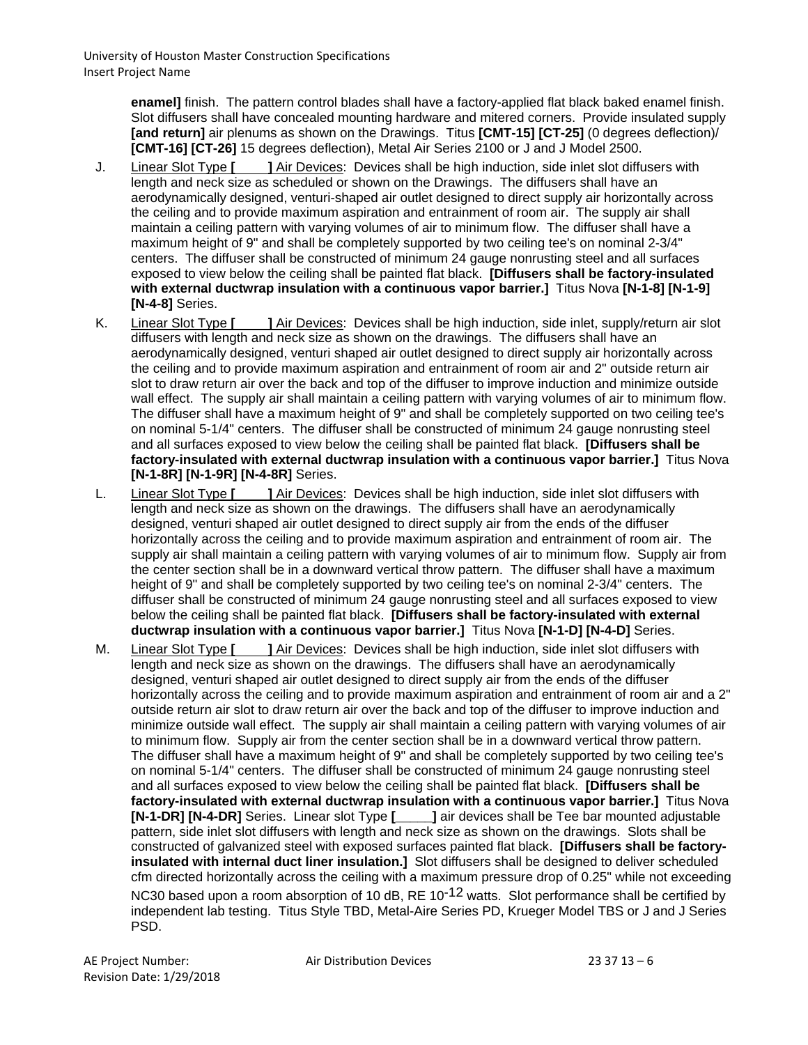**enamel]** finish. The pattern control blades shall have a factory-applied flat black baked enamel finish. Slot diffusers shall have concealed mounting hardware and mitered corners. Provide insulated supply **[and return]** air plenums as shown on the Drawings. Titus **[CMT-15] [CT-25]** (0 degrees deflection)/ **[CMT-16] [CT-26]** 15 degrees deflection), Metal Air Series 2100 or J and J Model 2500.

J. Linear Slot Type **[ ]** Air Devices: Devices shall be high induction, side inlet slot diffusers with length and neck size as scheduled or shown on the Drawings. The diffusers shall have an aerodynamically designed, venturi-shaped air outlet designed to direct supply air horizontally across the ceiling and to provide maximum aspiration and entrainment of room air. The supply air shall maintain a ceiling pattern with varying volumes of air to minimum flow. The diffuser shall have a maximum height of 9" and shall be completely supported by two ceiling tee's on nominal 2-3/4" centers. The diffuser shall be constructed of minimum 24 gauge nonrusting steel and all surfaces exposed to view below the ceiling shall be painted flat black. **[Diffusers shall be factory-insulated with external ductwrap insulation with a continuous vapor barrier.]** Titus Nova **[N-1-8] [N-1-9] [N-4-8]** Series.

K. Linear Slot Type **[ ]** Air Devices: Devices shall be high induction, side inlet, supply/return air slot diffusers with length and neck size as shown on the drawings. The diffusers shall have an aerodynamically designed, venturi shaped air outlet designed to direct supply air horizontally across the ceiling and to provide maximum aspiration and entrainment of room air and 2" outside return air slot to draw return air over the back and top of the diffuser to improve induction and minimize outside wall effect. The supply air shall maintain a ceiling pattern with varying volumes of air to minimum flow. The diffuser shall have a maximum height of 9" and shall be completely supported on two ceiling tee's on nominal 5-1/4" centers. The diffuser shall be constructed of minimum 24 gauge nonrusting steel and all surfaces exposed to view below the ceiling shall be painted flat black. **[Diffusers shall be factory-insulated with external ductwrap insulation with a continuous vapor barrier.]** Titus Nova **[N-1-8R] [N-1-9R] [N-4-8R]** Series.

L. Linear Slot Type **[ ]** Air Devices: Devices shall be high induction, side inlet slot diffusers with length and neck size as shown on the drawings. The diffusers shall have an aerodynamically designed, venturi shaped air outlet designed to direct supply air from the ends of the diffuser horizontally across the ceiling and to provide maximum aspiration and entrainment of room air. The supply air shall maintain a ceiling pattern with varying volumes of air to minimum flow. Supply air from the center section shall be in a downward vertical throw pattern. The diffuser shall have a maximum height of 9" and shall be completely supported by two ceiling tee's on nominal 2-3/4" centers. The diffuser shall be constructed of minimum 24 gauge nonrusting steel and all surfaces exposed to view below the ceiling shall be painted flat black. **[Diffusers shall be factory-insulated with external ductwrap insulation with a continuous vapor barrier.]** Titus Nova **[N-1-D] [N-4-D]** Series.

M. Linear Slot Type **[ ]** Air Devices: Devices shall be high induction, side inlet slot diffusers with length and neck size as shown on the drawings. The diffusers shall have an aerodynamically designed, venturi shaped air outlet designed to direct supply air from the ends of the diffuser horizontally across the ceiling and to provide maximum aspiration and entrainment of room air and a 2" outside return air slot to draw return air over the back and top of the diffuser to improve induction and minimize outside wall effect. The supply air shall maintain a ceiling pattern with varying volumes of air to minimum flow. Supply air from the center section shall be in a downward vertical throw pattern. The diffuser shall have a maximum height of 9" and shall be completely supported by two ceiling tee's on nominal 5-1/4" centers. The diffuser shall be constructed of minimum 24 gauge nonrusting steel and all surfaces exposed to view below the ceiling shall be painted flat black. **[Diffusers shall be factory-insulated with external ductwrap insulation with a continuous vapor barrier.]** Titus Nova **[N-1-DR] [N-4-DR]** Series. Linear slot Type **[_____]** air devices shall be Tee bar mounted adjustable pattern, side inlet slot diffusers with length and neck size as shown on the drawings. Slots shall be constructed of galvanized steel with exposed surfaces painted flat black. **[Diffusers shall be factory-insulated with internal duct liner insulation.]** Slot diffusers shall be designed to deliver scheduled cfm directed horizontally across the ceiling with a maximum pressure drop of 0.25" while not exceeding NC30 based upon a room absorption of 10 dB, RE $10^{-12}$ watts. Slot performance shall be certified by independent lab testing. Titus Style TBD, Metal-Aire Series PD, Krueger Model TBS or J and J Series PSD.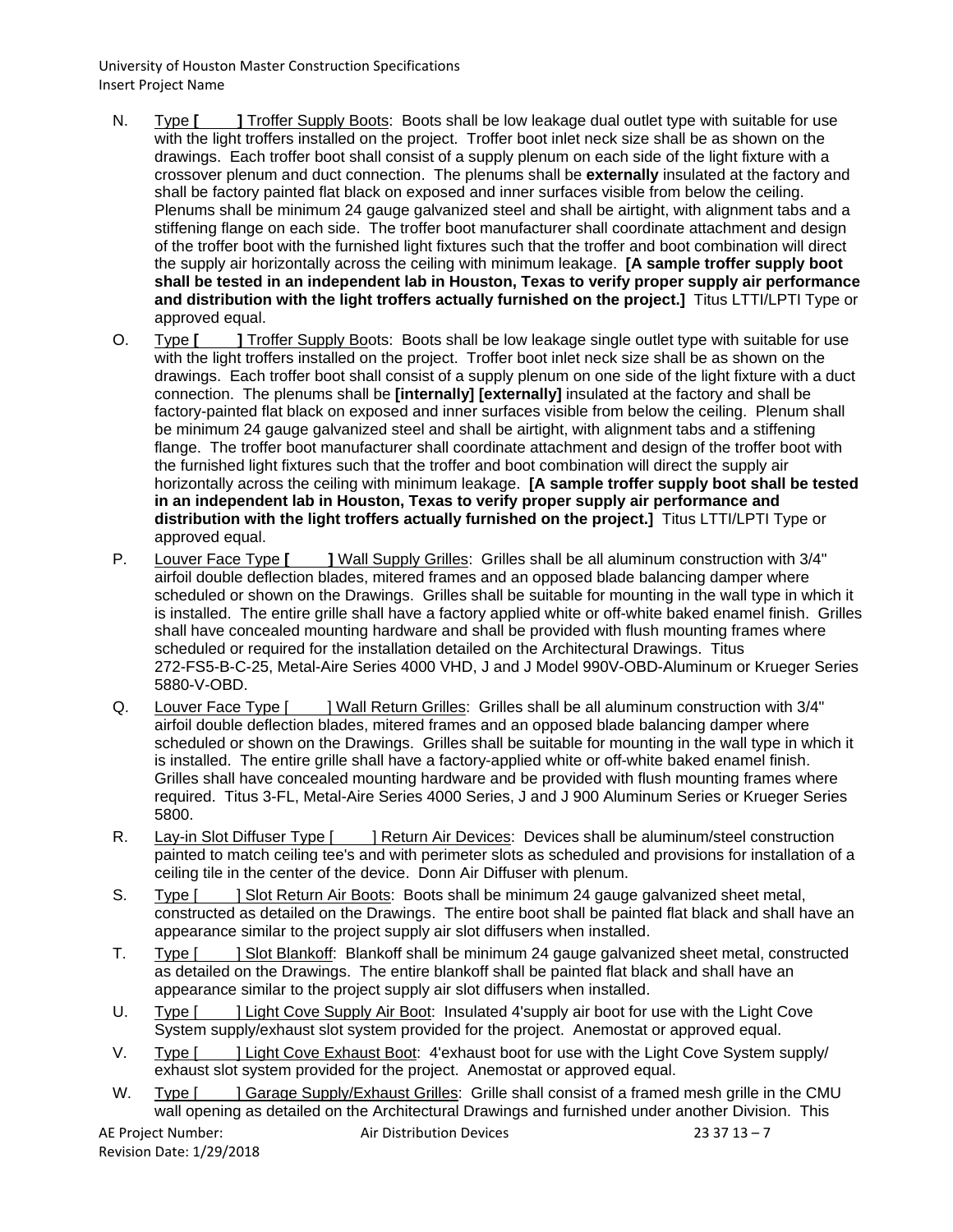N. <u>Type **[       ]** Troffer Supply Boots</u>: Boots shall be low leakage dual outlet type with suitable for use with the light troffers installed on the project. Troffer boot inlet neck size shall be as shown on the drawings. Each troffer boot shall consist of a supply plenum on each side of the light fixture with a crossover plenum and duct connection. The plenums shall be **externally** insulated at the factory and shall be factory painted flat black on exposed and inner surfaces visible from below the ceiling. Plenums shall be minimum 24 gauge galvanized steel and shall be airtight, with alignment tabs and a stiffening flange on each side. The troffer boot manufacturer shall coordinate attachment and design of the troffer boot with the furnished light fixtures such that the troffer and boot combination will direct the supply air horizontally across the ceiling with minimum leakage. **[A sample troffer supply boot shall be tested in an independent lab in Houston, Texas to verify proper supply air performance and distribution with the light troffers actually furnished on the project.]** Titus LTTI/LPTI Type or approved equal.

O. <u>Type **[       ]** Troffer Supply Boots</u>: Boots shall be low leakage single outlet type with suitable for use with the light troffers installed on the project. Troffer boot inlet neck size shall be as shown on the drawings. Each troffer boot shall consist of a supply plenum on one side of the light fixture with a duct connection. The plenums shall be **[internally] [externally]** insulated at the factory and shall be factory-painted flat black on exposed and inner surfaces visible from below the ceiling. Plenum shall be minimum 24 gauge galvanized steel and shall be airtight, with alignment tabs and a stiffening flange. The troffer boot manufacturer shall coordinate attachment and design of the troffer boot with the furnished light fixtures such that the troffer and boot combination will direct the supply air horizontally across the ceiling with minimum leakage. **[A sample troffer supply boot shall be tested in an independent lab in Houston, Texas to verify proper supply air performance and distribution with the light troffers actually furnished on the project.]** Titus LTTI/LPTI Type or approved equal.

P. <u>Louver Face Type **[       ]** Wall Supply Grilles</u>: Grilles shall be all aluminum construction with 3/4" airfoil double deflection blades, mitered frames and an opposed blade balancing damper where scheduled or shown on the Drawings. Grilles shall be suitable for mounting in the wall type in which it is installed. The entire grille shall have a factory applied white or off-white baked enamel finish. Grilles shall have concealed mounting hardware and shall be provided with flush mounting frames where scheduled or required for the installation detailed on the Architectural Drawings. Titus 272-FS5-B-C-25, Metal-Aire Series 4000 VHD, J and J Model 990V-OBD-Aluminum or Krueger Series 5880-V-OBD.

Q. <u>Louver Face Type [       ] Wall Return Grilles</u>: Grilles shall be all aluminum construction with 3/4" airfoil double deflection blades, mitered frames and an opposed blade balancing damper where scheduled or shown on the Drawings. Grilles shall be suitable for mounting in the wall type in which it is installed. The entire grille shall have a factory-applied white or off-white baked enamel finish. Grilles shall have concealed mounting hardware and be provided with flush mounting frames where required. Titus 3-FL, Metal-Aire Series 4000 Series, J and J 900 Aluminum Series or Krueger Series 5800.

R. <u>Lay-in Slot Diffuser Type [       ] Return Air Devices</u>: Devices shall be aluminum/steel construction painted to match ceiling tee's and with perimeter slots as scheduled and provisions for installation of a ceiling tile in the center of the device. Donn Air Diffuser with plenum.

S. <u>Type [       ] Slot Return Air Boots</u>: Boots shall be minimum 24 gauge galvanized sheet metal, constructed as detailed on the Drawings. The entire boot shall be painted flat black and shall have an appearance similar to the project supply air slot diffusers when installed.

T. <u>Type [       ] Slot Blankoff</u>: Blankoff shall be minimum 24 gauge galvanized sheet metal, constructed as detailed on the Drawings. The entire blankoff shall be painted flat black and shall have an appearance similar to the project supply air slot diffusers when installed.

U. <u>Type [       ] Light Cove Supply Air Boot</u>: Insulated 4'supply air boot for use with the Light Cove System supply/exhaust slot system provided for the project. Anemostat or approved equal.

V. <u>Type [       ] Light Cove Exhaust Boot</u>: 4'exhaust boot for use with the Light Cove System supply/ exhaust slot system provided for the project. Anemostat or approved equal.

W. <u>Type [       ] Garage Supply/Exhaust Grilles</u>: Grille shall consist of a framed mesh grille in the CMU wall opening as detailed on the Architectural Drawings and furnished under another Division. This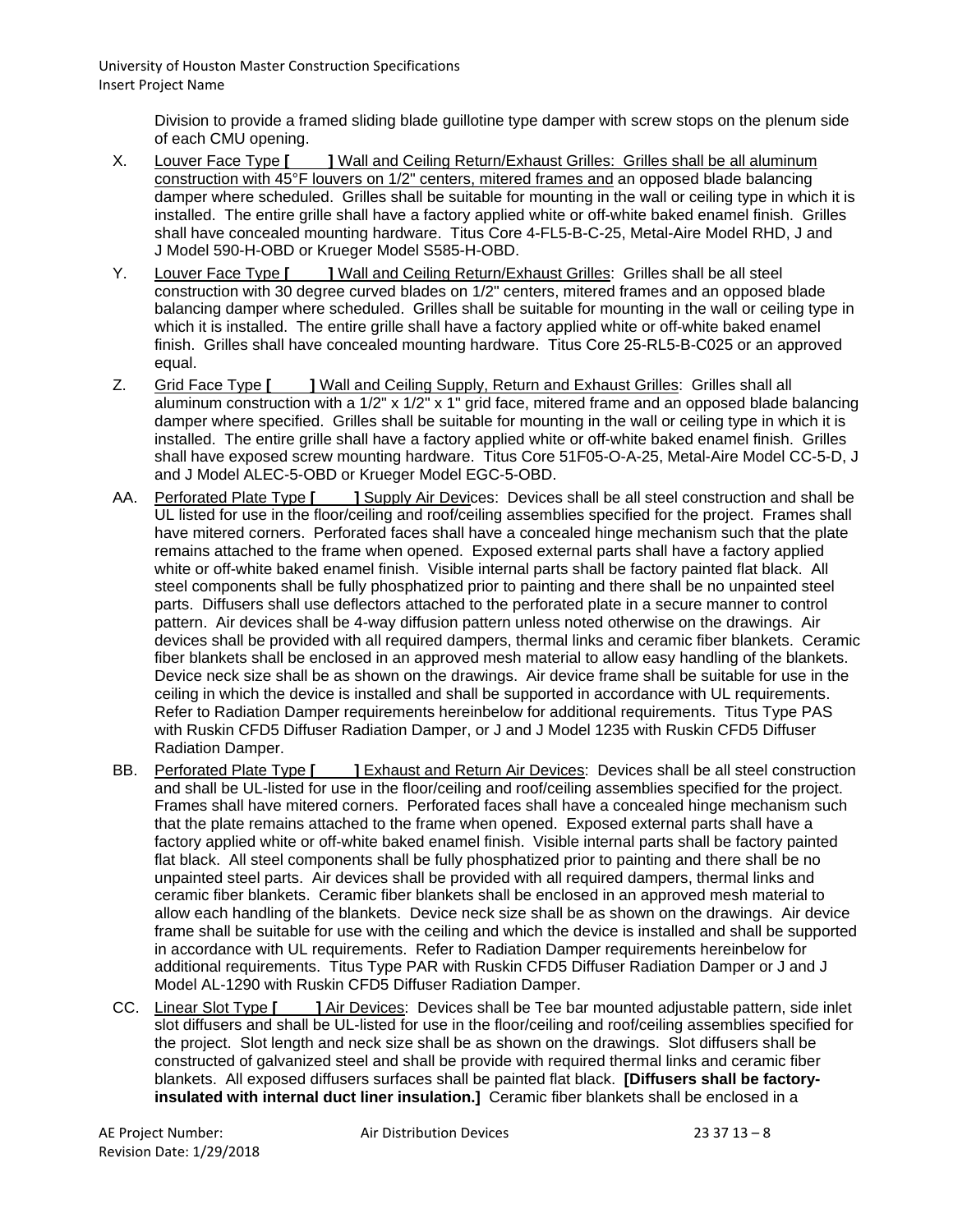Division to provide a framed sliding blade guillotine type damper with screw stops on the plenum side of each CMU opening.

X. Louver Face Type **[ ]** Wall and Ceiling Return/Exhaust Grilles: Grilles shall be all aluminum construction with 45°F louvers on 1/2" centers, mitered frames and an opposed blade balancing damper where scheduled. Grilles shall be suitable for mounting in the wall or ceiling type in which it is installed. The entire grille shall have a factory applied white or off-white baked enamel finish. Grilles shall have concealed mounting hardware. Titus Core 4-FL5-B-C-25, Metal-Aire Model RHD, J and J Model 590-H-OBD or Krueger Model S585-H-OBD.

Y. Louver Face Type **[ ]** Wall and Ceiling Return/Exhaust Grilles: Grilles shall be all steel construction with 30 degree curved blades on 1/2" centers, mitered frames and an opposed blade balancing damper where scheduled. Grilles shall be suitable for mounting in the wall or ceiling type in which it is installed. The entire grille shall have a factory applied white or off-white baked enamel finish. Grilles shall have concealed mounting hardware. Titus Core 25-RL5-B-C025 or an approved equal.

Z. Grid Face Type **[ ]** Wall and Ceiling Supply, Return and Exhaust Grilles: Grilles shall all aluminum construction with a 1/2" x 1/2" x 1" grid face, mitered frame and an opposed blade balancing damper where specified. Grilles shall be suitable for mounting in the wall or ceiling type in which it is installed. The entire grille shall have a factory applied white or off-white baked enamel finish. Grilles shall have exposed screw mounting hardware. Titus Core 51F05-O-A-25, Metal-Aire Model CC-5-D, J and J Model ALEC-5-OBD or Krueger Model EGC-5-OBD.

AA. Perforated Plate Type **[ ]** Supply Air Devices: Devices shall be all steel construction and shall be UL listed for use in the floor/ceiling and roof/ceiling assemblies specified for the project. Frames shall have mitered corners. Perforated faces shall have a concealed hinge mechanism such that the plate remains attached to the frame when opened. Exposed external parts shall have a factory applied white or off-white baked enamel finish. Visible internal parts shall be factory painted flat black. All steel components shall be fully phosphatized prior to painting and there shall be no unpainted steel parts. Diffusers shall use deflectors attached to the perforated plate in a secure manner to control pattern. Air devices shall be 4-way diffusion pattern unless noted otherwise on the drawings. Air devices shall be provided with all required dampers, thermal links and ceramic fiber blankets. Ceramic fiber blankets shall be enclosed in an approved mesh material to allow easy handling of the blankets. Device neck size shall be as shown on the drawings. Air device frame shall be suitable for use in the ceiling in which the device is installed and shall be supported in accordance with UL requirements. Refer to Radiation Damper requirements hereinbelow for additional requirements. Titus Type PAS with Ruskin CFD5 Diffuser Radiation Damper, or J and J Model 1235 with Ruskin CFD5 Diffuser Radiation Damper.

BB. Perforated Plate Type **[ ]** Exhaust and Return Air Devices: Devices shall be all steel construction and shall be UL-listed for use in the floor/ceiling and roof/ceiling assemblies specified for the project. Frames shall have mitered corners. Perforated faces shall have a concealed hinge mechanism such that the plate remains attached to the frame when opened. Exposed external parts shall have a factory applied white or off-white baked enamel finish. Visible internal parts shall be factory painted flat black. All steel components shall be fully phosphatized prior to painting and there shall be no unpainted steel parts. Air devices shall be provided with all required dampers, thermal links and ceramic fiber blankets. Ceramic fiber blankets shall be enclosed in an approved mesh material to allow each handling of the blankets. Device neck size shall be as shown on the drawings. Air device frame shall be suitable for use with the ceiling and which the device is installed and shall be supported in accordance with UL requirements. Refer to Radiation Damper requirements hereinbelow for additional requirements. Titus Type PAR with Ruskin CFD5 Diffuser Radiation Damper or J and J Model AL-1290 with Ruskin CFD5 Diffuser Radiation Damper.

CC. Linear Slot Type **[ ]** Air Devices: Devices shall be Tee bar mounted adjustable pattern, side inlet slot diffusers and shall be UL-listed for use in the floor/ceiling and roof/ceiling assemblies specified for the project. Slot length and neck size shall be as shown on the drawings. Slot diffusers shall be constructed of galvanized steel and shall be provide with required thermal links and ceramic fiber blankets. All exposed diffusers surfaces shall be painted flat black. **[Diffusers shall be factory-insulated with internal duct liner insulation.]** Ceramic fiber blankets shall be enclosed in a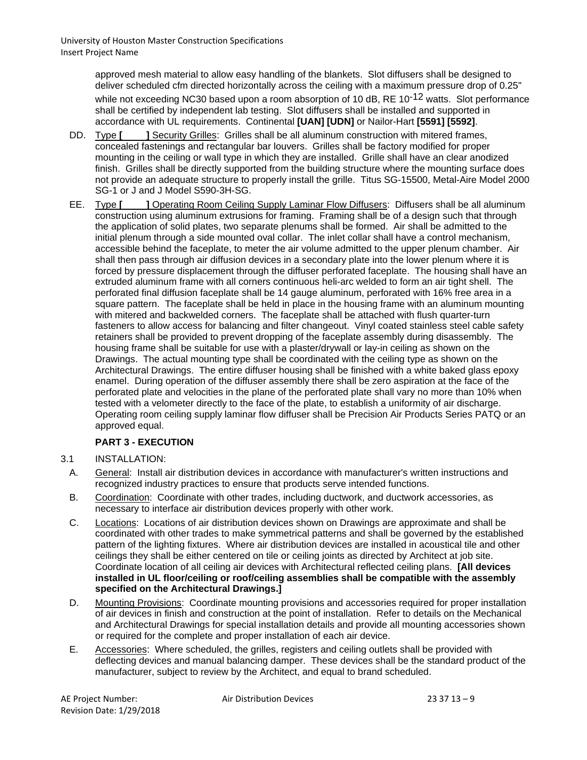approved mesh material to allow easy handling of the blankets. Slot diffusers shall be designed to deliver scheduled cfm directed horizontally across the ceiling with a maximum pressure drop of 0.25" while not exceeding NC30 based upon a room absorption of 10 dB, RE $10^{-12}$ watts. Slot performance shall be certified by independent lab testing. Slot diffusers shall be installed and supported in accordance with UL requirements. Continental **[UAN] [UDN]** or Nailor-Hart **[5591] [5592]**.

DD. Type **[ ]** Security Grilles: Grilles shall be all aluminum construction with mitered frames, concealed fastenings and rectangular bar louvers. Grilles shall be factory modified for proper mounting in the ceiling or wall type in which they are installed. Grille shall have an clear anodized finish. Grilles shall be directly supported from the building structure where the mounting surface does not provide an adequate structure to properly install the grille. Titus SG-15500, Metal-Aire Model 2000 SG-1 or J and J Model S590-3H-SG.

EE. Type **[ ]** Operating Room Ceiling Supply Laminar Flow Diffusers: Diffusers shall be all aluminum construction using aluminum extrusions for framing. Framing shall be of a design such that through the application of solid plates, two separate plenums shall be formed. Air shall be admitted to the initial plenum through a side mounted oval collar. The inlet collar shall have a control mechanism, accessible behind the faceplate, to meter the air volume admitted to the upper plenum chamber. Air shall then pass through air diffusion devices in a secondary plate into the lower plenum where it is forced by pressure displacement through the diffuser perforated faceplate. The housing shall have an extruded aluminum frame with all corners continuous heli-arc welded to form an air tight shell. The perforated final diffusion faceplate shall be 14 gauge aluminum, perforated with 16% free area in a square pattern. The faceplate shall be held in place in the housing frame with an aluminum mounting with mitered and backwelded corners. The faceplate shall be attached with flush quarter-turn fasteners to allow access for balancing and filter changeout. Vinyl coated stainless steel cable safety retainers shall be provided to prevent dropping of the faceplate assembly during disassembly. The housing frame shall be suitable for use with a plaster/drywall or lay-in ceiling as shown on the Drawings. The actual mounting type shall be coordinated with the ceiling type as shown on the Architectural Drawings. The entire diffuser housing shall be finished with a white baked glass epoxy enamel. During operation of the diffuser assembly there shall be zero aspiration at the face of the perforated plate and velocities in the plane of the perforated plate shall vary no more than 10% when tested with a velometer directly to the face of the plate, to establish a uniformity of air discharge. Operating room ceiling supply laminar flow diffuser shall be Precision Air Products Series PATQ or an approved equal.

## PART 3 - EXECUTION

3.1 INSTALLATION:

A. General: Install air distribution devices in accordance with manufacturer's written instructions and recognized industry practices to ensure that products serve intended functions.

B. Coordination: Coordinate with other trades, including ductwork, and ductwork accessories, as necessary to interface air distribution devices properly with other work.

C. Locations: Locations of air distribution devices shown on Drawings are approximate and shall be coordinated with other trades to make symmetrical patterns and shall be governed by the established pattern of the lighting fixtures. Where air distribution devices are installed in acoustical tile and other ceilings they shall be either centered on tile or ceiling joints as directed by Architect at job site. Coordinate location of all ceiling air devices with Architectural reflected ceiling plans. **[All devices installed in UL floor/ceiling or roof/ceiling assemblies shall be compatible with the assembly specified on the Architectural Drawings.]**

D. Mounting Provisions: Coordinate mounting provisions and accessories required for proper installation of air devices in finish and construction at the point of installation. Refer to details on the Mechanical and Architectural Drawings for special installation details and provide all mounting accessories shown or required for the complete and proper installation of each air device.

E. Accessories: Where scheduled, the grilles, registers and ceiling outlets shall be provided with deflecting devices and manual balancing damper. These devices shall be the standard product of the manufacturer, subject to review by the Architect, and equal to brand scheduled.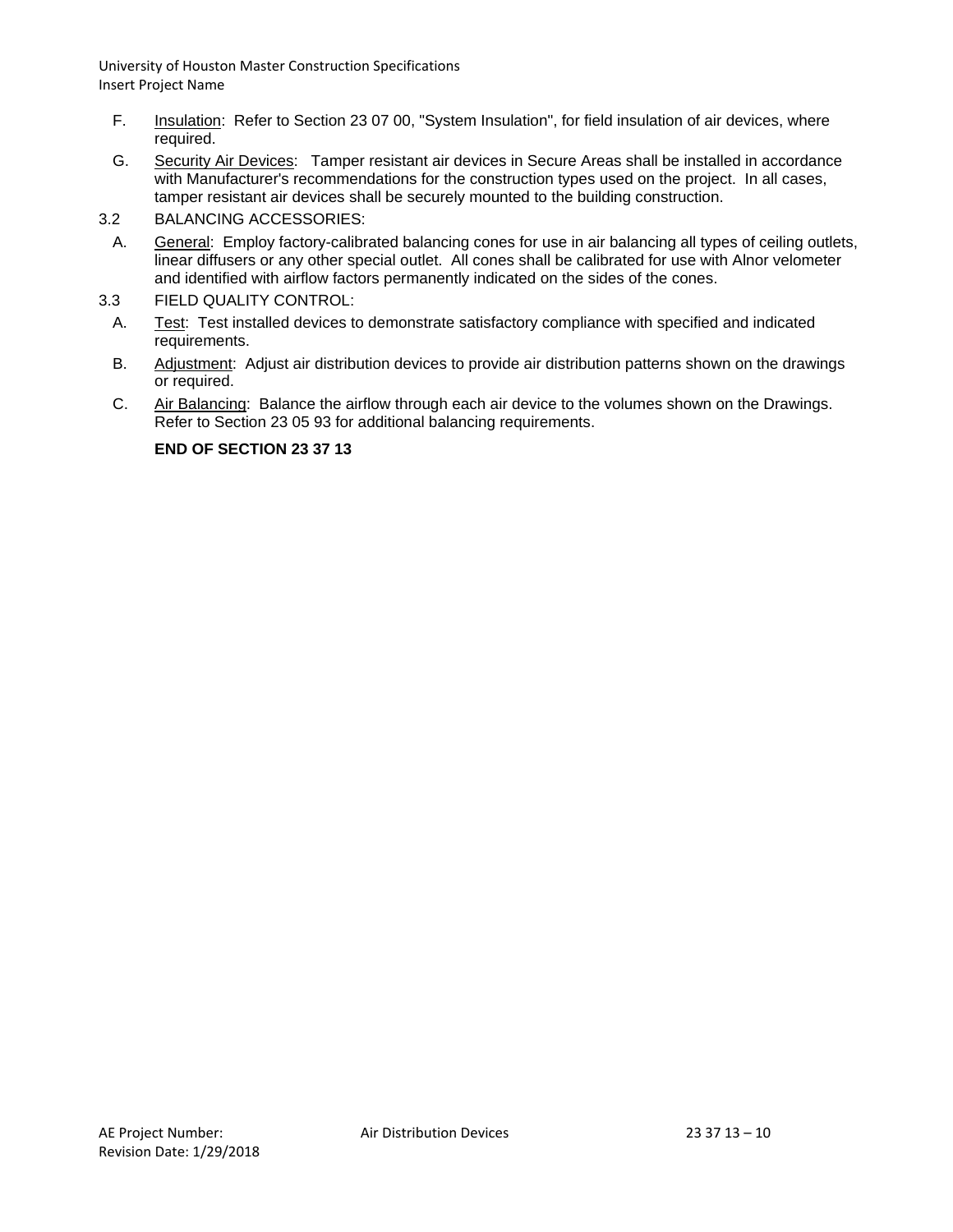F. Insulation: Refer to Section 23 07 00, "System Insulation", for field insulation of air devices, where required.

G. Security Air Devices: Tamper resistant air devices in Secure Areas shall be installed in accordance with Manufacturer's recommendations for the construction types used on the project. In all cases, tamper resistant air devices shall be securely mounted to the building construction.

3.2 BALANCING ACCESSORIES:

A. General: Employ factory-calibrated balancing cones for use in air balancing all types of ceiling outlets, linear diffusers or any other special outlet. All cones shall be calibrated for use with Alnor velometer and identified with airflow factors permanently indicated on the sides of the cones.

3.3 FIELD QUALITY CONTROL:

A. Test: Test installed devices to demonstrate satisfactory compliance with specified and indicated requirements.

B. Adjustment: Adjust air distribution devices to provide air distribution patterns shown on the drawings or required.

C. Air Balancing: Balance the airflow through each air device to the volumes shown on the Drawings. Refer to Section 23 05 93 for additional balancing requirements.

**END OF SECTION 23 37 13**